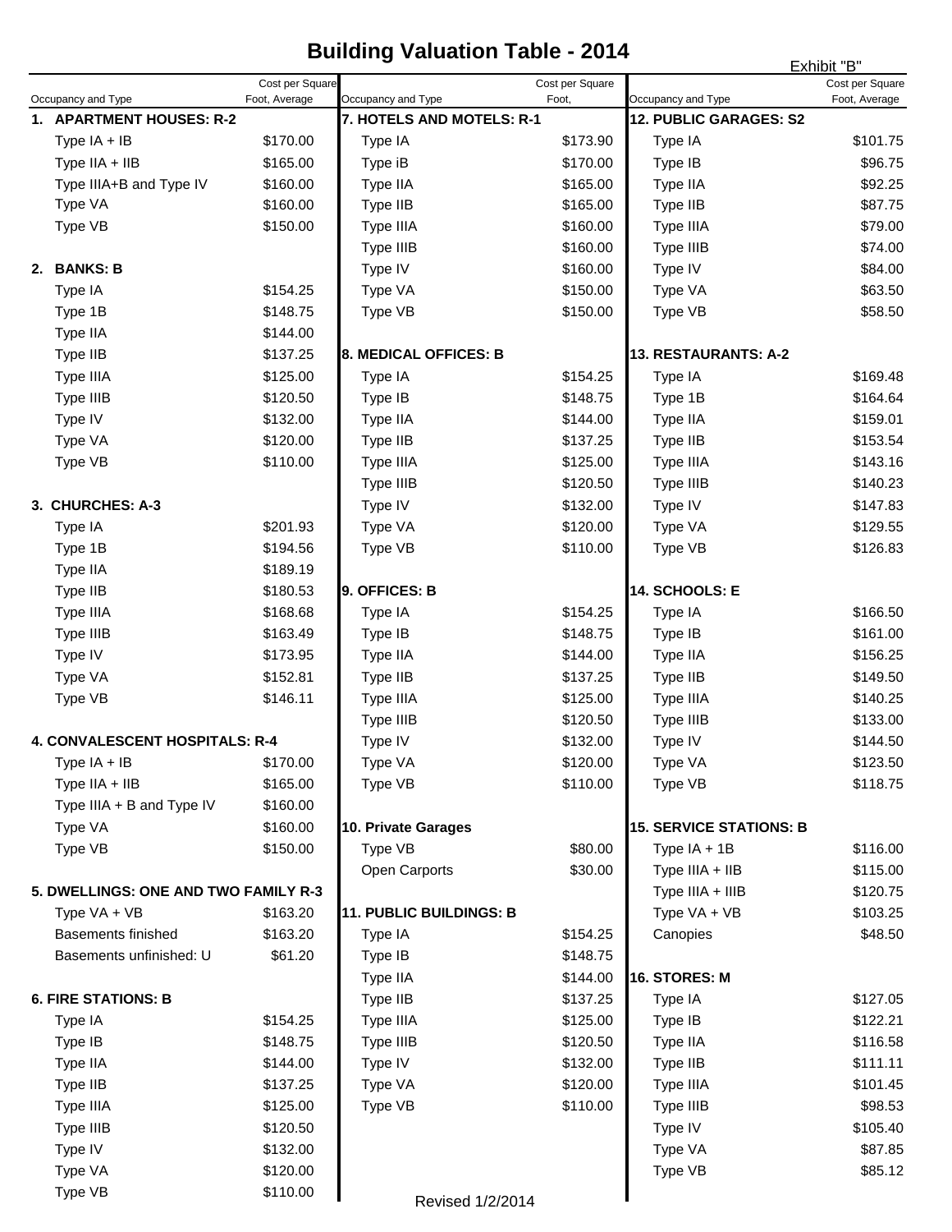# Building Valuation Table - 2014

Exhibit "B"

| Occupancy and Type | Cost per Square Foot, Average |
|---|---|
| **1. APARTMENT HOUSES: R-2** | |
| Type IA + IB | $170.00 |
| Type IIA + IIB | $165.00 |
| Type IIIA+B and Type IV | $160.00 |
| Type VA | $160.00 |
| Type VB | $150.00 |
| **2. BANKS: B** | |
| Type IA | $154.25 |
| Type 1B | $148.75 |
| Type IIA | $144.00 |
| Type IIB | $137.25 |
| Type IIIA | $125.00 |
| Type IIIB | $120.50 |
| Type IV | $132.00 |
| Type VA | $120.00 |
| Type VB | $110.00 |
| **3. CHURCHES: A-3** | |
| Type IA | $201.93 |
| Type 1B | $194.56 |
| Type IIA | $189.19 |
| Type IIB | $180.53 |
| Type IIIA | $168.68 |
| Type IIIB | $163.49 |
| Type IV | $173.95 |
| Type VA | $152.81 |
| Type VB | $146.11 |
| **4. CONVALESCENT HOSPITALS: R-4** | |
| Type IA + IB | $170.00 |
| Type IIA + IIB | $165.00 |
| Type IIIA + B and Type IV | $160.00 |
| Type VA | $160.00 |
| Type VB | $150.00 |
| **5. DWELLINGS: ONE AND TWO FAMILY R-3** | |
| Type VA + VB | $163.20 |
| Basements finished | $163.20 |
| Basements unfinished: U | $61.20 |
| **6. FIRE STATIONS: B** | |
| Type IA | $154.25 |
| Type IB | $148.75 |
| Type IIA | $144.00 |
| Type IIB | $137.25 |
| Type IIIA | $125.00 |
| Type IIIB | $120.50 |
| Type IV | $132.00 |
| Type VA | $120.00 |
| Type VB | $110.00 |

| Occupancy and Type | Cost per Square Foot, |
|---|---|
| **7. HOTELS AND MOTELS: R-1** | |
| Type IA | $173.90 |
| Type iB | $170.00 |
| Type IIA | $165.00 |
| Type IIB | $165.00 |
| Type IIIA | $160.00 |
| Type IIIB | $160.00 |
| Type IV | $160.00 |
| Type VA | $150.00 |
| Type VB | $150.00 |
| **8. MEDICAL OFFICES: B** | |
| Type IA | $154.25 |
| Type IB | $148.75 |
| Type IIA | $144.00 |
| Type IIB | $137.25 |
| Type IIIA | $125.00 |
| Type IIIB | $120.50 |
| Type IV | $132.00 |
| Type VA | $120.00 |
| Type VB | $110.00 |
| **9. OFFICES: B** | |
| Type IA | $154.25 |
| Type IB | $148.75 |
| Type IIA | $144.00 |
| Type IIB | $137.25 |
| Type IIIA | $125.00 |
| Type IIIB | $120.50 |
| Type IV | $132.00 |
| Type VA | $120.00 |
| Type VB | $110.00 |
| **10. Private Garages** | |
| Type VB | $80.00 |
| Open Carports | $30.00 |
| **11. PUBLIC BUILDINGS: B** | |
| Type IA | $154.25 |
| Type IB | $148.75 |
| Type IIA | $144.00 |
| Type IIB | $137.25 |
| Type IIIA | $125.00 |
| Type IIIB | $120.50 |
| Type IV | $132.00 |
| Type VA | $120.00 |
| Type VB | $110.00 |

| Occupancy and Type | Cost per Square Foot, Average |
|---|---|
| **12. PUBLIC GARAGES: S2** | |
| Type IA | $101.75 |
| Type IB | $96.75 |
| Type IIA | $92.25 |
| Type IIB | $87.75 |
| Type IIIA | $79.00 |
| Type IIIB | $74.00 |
| Type IV | $84.00 |
| Type VA | $63.50 |
| Type VB | $58.50 |
| **13. RESTAURANTS: A-2** | |
| Type IA | $169.48 |
| Type 1B | $164.64 |
| Type IIA | $159.01 |
| Type IIB | $153.54 |
| Type IIIA | $143.16 |
| Type IIIB | $140.23 |
| Type IV | $147.83 |
| Type VA | $129.55 |
| Type VB | $126.83 |
| **14. SCHOOLS: E** | |
| Type IA | $166.50 |
| Type IB | $161.00 |
| Type IIA | $156.25 |
| Type IIB | $149.50 |
| Type IIIA | $140.25 |
| Type IIIB | $133.00 |
| Type IV | $144.50 |
| Type VA | $123.50 |
| Type VB | $118.75 |
| **15. SERVICE STATIONS: B** | |
| Type IA + 1B | $116.00 |
| Type IIIA + IIB | $115.00 |
| Type IIIA + IIIB | $120.75 |
| Type VA + VB | $103.25 |
| Canopies | $48.50 |
| **16. STORES: M** | |
| Type IA | $127.05 |
| Type IB | $122.21 |
| Type IIA | $116.58 |
| Type IIB | $111.11 |
| Type IIIA | $101.45 |
| Type IIIB | $98.53 |
| Type IV | $105.40 |
| Type VA | $87.85 |
| Type VB | $85.12 |

Revised 1/2/2014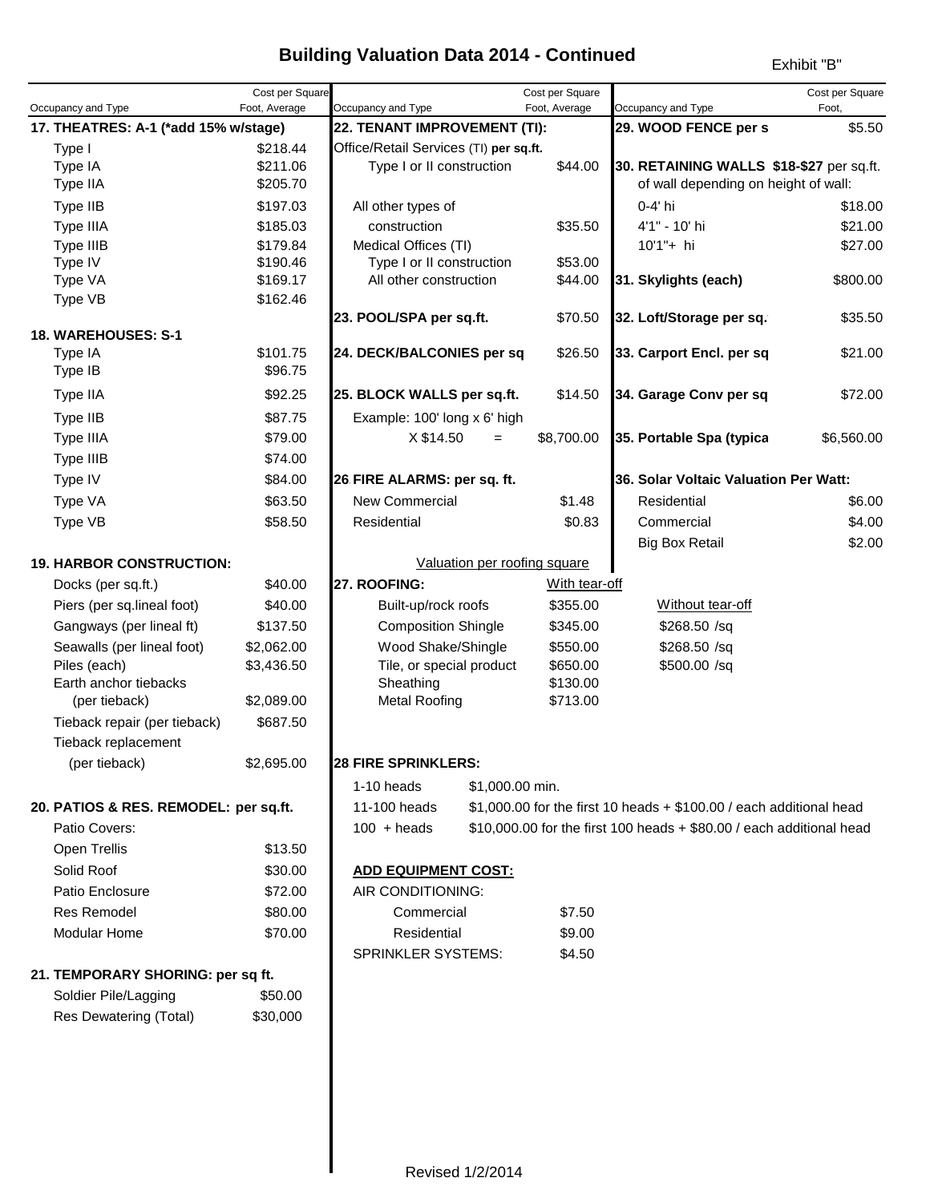# Building Valuation Data 2014 - Continued

Exhibit "B"

| Occupancy and Type | Cost per Square Foot, Average |
|---|---|
| **17. THEATRES: A-1 (*add 15% w/stage)** | |
| Type I | $218.44 |
| Type IA | $211.06 |
| Type IIA | $205.70 |
| Type IIB | $197.03 |
| Type IIIA | $185.03 |
| Type IIIB | $179.84 |
| Type IV | $190.46 |
| Type VA | $169.17 |
| Type VB | $162.46 |
| **18. WAREHOUSES: S-1** | |
| Type IA | $101.75 |
| Type IB | $96.75 |
| Type IIA | $92.25 |
| Type IIB | $87.75 |
| Type IIIA | $79.00 |
| Type IIIB | $74.00 |
| Type IV | $84.00 |
| Type VA | $63.50 |
| Type VB | $58.50 |
| **19. HARBOR CONSTRUCTION:** | |
| Docks (per sq.ft.) | $40.00 |
| Piers (per sq.lineal foot) | $40.00 |
| Gangways (per lineal ft) | $137.50 |
| Seawalls (per lineal foot) | $2,062.00 |
| Piles (each) | $3,436.50 |
| Earth anchor tiebacks (per tieback) | $2,089.00 |
| Tieback repair (per tieback) | $687.50 |
| Tieback replacement (per tieback) | $2,695.00 |
| **20. PATIOS & RES. REMODEL: per sq.ft.** | |
| Patio Covers: | |
| Open Trellis | $13.50 |
| Solid Roof | $30.00 |
| Patio Enclosure | $72.00 |
| Res Remodel | $80.00 |
| Modular Home | $70.00 |
| **21. TEMPORARY SHORING: per sq ft.** | |
| Soldier Pile/Lagging | $50.00 |
| Res Dewatering (Total) | $30,000 |

| Occupancy and Type | Cost per Square Foot, Average |
|---|---|
| **22. TENANT IMPROVEMENT (TI):** | |
| Office/Retail Services (TI) **per sq.ft.** | |
| Type I or II construction | $44.00 |
| All other types of construction | $35.50 |
| Medical Offices (TI) | |
| Type I or II construction | $53.00 |
| All other construction | $44.00 |
| **23. POOL/SPA per sq.ft.** | $70.50 |
| **24. DECK/BALCONIES per sq** | $26.50 |
| **25. BLOCK WALLS per sq.ft.** | $14.50 |
| Example: 100' long x 6' high X $14.50 = | $8,700.00 |
| **26 FIRE ALARMS: per sq. ft.** | |
| New Commercial | $1.48 |
| Residential | $0.83 |

| **27. ROOFING:** Valuation per roofing square | With tear-off | Without tear-off |
|---|---|---|
| Built-up/rock roofs | $355.00 | |
| Composition Shingle | $345.00 | $268.50 /sq |
| Wood Shake/Shingle | $550.00 | $268.50 /sq |
| Tile, or special product | $650.00 | $500.00 /sq |
| Sheathing | $130.00 | |
| Metal Roofing | $713.00 | |

**28 FIRE SPRINKLERS:**

| | |
|---|---|
| 1-10 heads | $1,000.00 min. |
| 11-100 heads | $1,000.00 for the first 10 heads + $100.00 / each additional head |
| 100 + heads | $10,000.00 for the first 100 heads + $80.00 / each additional head |

**ADD EQUIPMENT COST:**

| | |
|---|---|
| AIR CONDITIONING: | |
| Commercial | $7.50 |
| Residential | $9.00 |
| SPRINKLER SYSTEMS: | $4.50 |

| Occupancy and Type | Cost per Square Foot, |
|---|---|
| **29. WOOD FENCE per s** | $5.50 |
| **30. RETAINING WALLS $18-$27** per sq.ft. of wall depending on height of wall: | |
| 0-4' hi | $18.00 |
| 4'1" - 10' hi | $21.00 |
| 10'1"+ hi | $27.00 |
| **31. Skylights (each)** | $800.00 |
| **32. Loft/Storage per sq.** | $35.50 |
| **33. Carport Encl. per sq** | $21.00 |
| **34. Garage Conv per sq** | $72.00 |
| **35. Portable Spa (typica** | $6,560.00 |
| **36. Solar Voltaic Valuation Per Watt:** | |
| Residential | $6.00 |
| Commercial | $4.00 |
| Big Box Retail | $2.00 |

Revised 1/2/2014